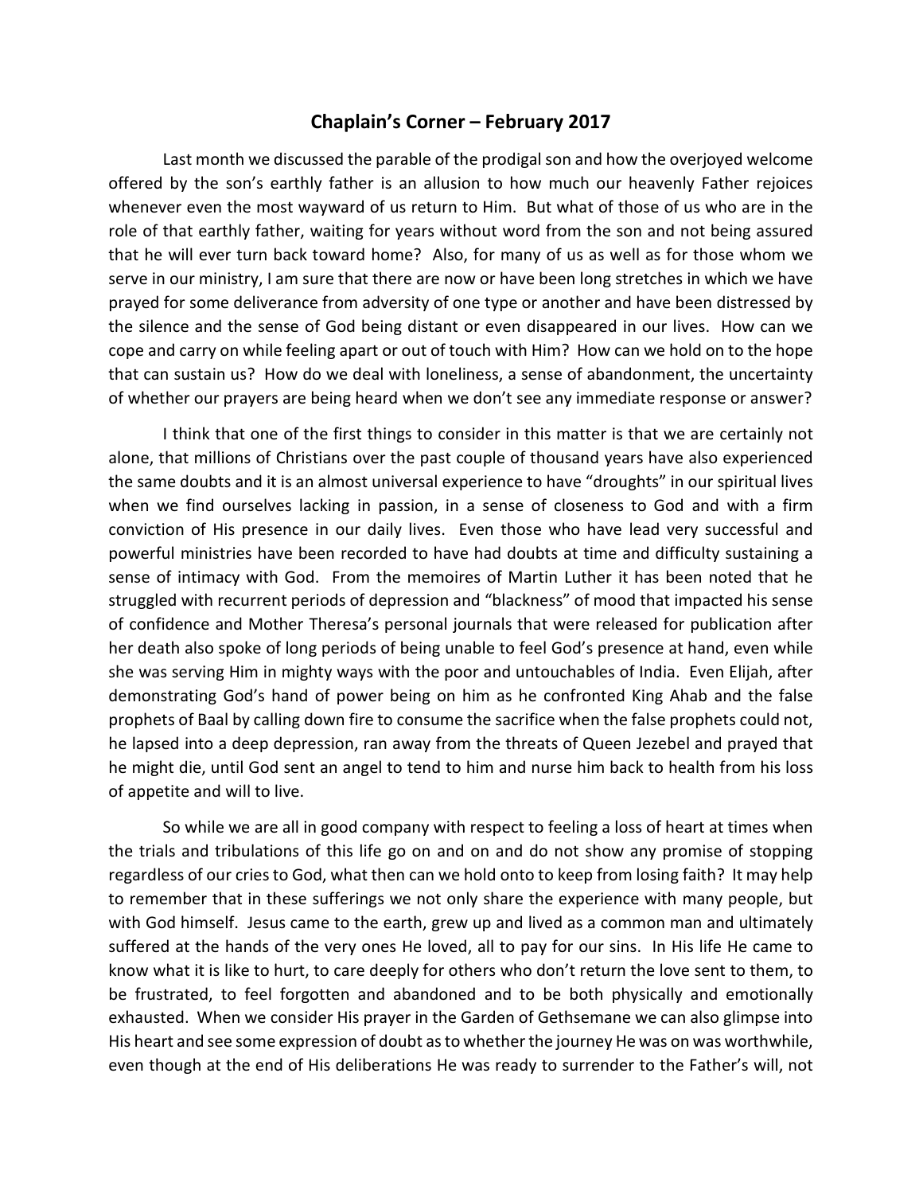## Chaplain's Corner – February 2017

Last month we discussed the parable of the prodigal son and how the overjoyed welcome offered by the son's earthly father is an allusion to how much our heavenly Father rejoices whenever even the most wayward of us return to Him. But what of those of us who are in the role of that earthly father, waiting for years without word from the son and not being assured that he will ever turn back toward home? Also, for many of us as well as for those whom we serve in our ministry, I am sure that there are now or have been long stretches in which we have prayed for some deliverance from adversity of one type or another and have been distressed by the silence and the sense of God being distant or even disappeared in our lives. How can we cope and carry on while feeling apart or out of touch with Him? How can we hold on to the hope that can sustain us? How do we deal with loneliness, a sense of abandonment, the uncertainty of whether our prayers are being heard when we don't see any immediate response or answer?

I think that one of the first things to consider in this matter is that we are certainly not alone, that millions of Christians over the past couple of thousand years have also experienced the same doubts and it is an almost universal experience to have "droughts" in our spiritual lives when we find ourselves lacking in passion, in a sense of closeness to God and with a firm conviction of His presence in our daily lives. Even those who have lead very successful and powerful ministries have been recorded to have had doubts at time and difficulty sustaining a sense of intimacy with God. From the memoires of Martin Luther it has been noted that he struggled with recurrent periods of depression and "blackness" of mood that impacted his sense of confidence and Mother Theresa's personal journals that were released for publication after her death also spoke of long periods of being unable to feel God's presence at hand, even while she was serving Him in mighty ways with the poor and untouchables of India. Even Elijah, after demonstrating God's hand of power being on him as he confronted King Ahab and the false prophets of Baal by calling down fire to consume the sacrifice when the false prophets could not, he lapsed into a deep depression, ran away from the threats of Queen Jezebel and prayed that he might die, until God sent an angel to tend to him and nurse him back to health from his loss of appetite and will to live.

So while we are all in good company with respect to feeling a loss of heart at times when the trials and tribulations of this life go on and on and do not show any promise of stopping regardless of our cries to God, what then can we hold onto to keep from losing faith? It may help to remember that in these sufferings we not only share the experience with many people, but with God himself. Jesus came to the earth, grew up and lived as a common man and ultimately suffered at the hands of the very ones He loved, all to pay for our sins. In His life He came to know what it is like to hurt, to care deeply for others who don't return the love sent to them, to be frustrated, to feel forgotten and abandoned and to be both physically and emotionally exhausted. When we consider His prayer in the Garden of Gethsemane we can also glimpse into His heart and see some expression of doubt as to whether the journey He was on was worthwhile, even though at the end of His deliberations He was ready to surrender to the Father's will, not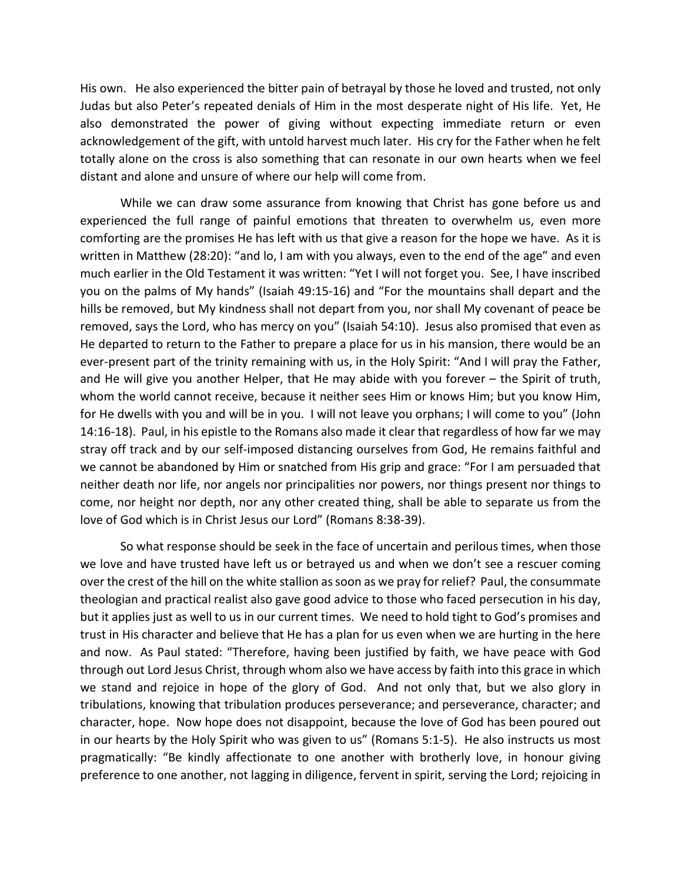His own. He also experienced the bitter pain of betrayal by those he loved and trusted, not only Judas but also Peter's repeated denials of Him in the most desperate night of His life. Yet, He also demonstrated the power of giving without expecting immediate return or even acknowledgement of the gift, with untold harvest much later. His cry for the Father when he felt totally alone on the cross is also something that can resonate in our own hearts when we feel distant and alone and unsure of where our help will come from.

While we can draw some assurance from knowing that Christ has gone before us and experienced the full range of painful emotions that threaten to overwhelm us, even more comforting are the promises He has left with us that give a reason for the hope we have. As it is written in Matthew (28:20): "and lo, I am with you always, even to the end of the age" and even much earlier in the Old Testament it was written: "Yet I will not forget you. See, I have inscribed you on the palms of My hands" (Isaiah 49:15-16) and "For the mountains shall depart and the hills be removed, but My kindness shall not depart from you, nor shall My covenant of peace be removed, says the Lord, who has mercy on you" (Isaiah 54:10). Jesus also promised that even as He departed to return to the Father to prepare a place for us in his mansion, there would be an ever-present part of the trinity remaining with us, in the Holy Spirit: "And I will pray the Father, and He will give you another Helper, that He may abide with you forever – the Spirit of truth, whom the world cannot receive, because it neither sees Him or knows Him; but you know Him, for He dwells with you and will be in you. I will not leave you orphans; I will come to you" (John 14:16-18). Paul, in his epistle to the Romans also made it clear that regardless of how far we may stray off track and by our self-imposed distancing ourselves from God, He remains faithful and we cannot be abandoned by Him or snatched from His grip and grace: "For I am persuaded that neither death nor life, nor angels nor principalities nor powers, nor things present nor things to come, nor height nor depth, nor any other created thing, shall be able to separate us from the love of God which is in Christ Jesus our Lord" (Romans 8:38-39).

So what response should be seek in the face of uncertain and perilous times, when those we love and have trusted have left us or betrayed us and when we don't see a rescuer coming over the crest of the hill on the white stallion as soon as we pray for relief? Paul, the consummate theologian and practical realist also gave good advice to those who faced persecution in his day, but it applies just as well to us in our current times. We need to hold tight to God's promises and trust in His character and believe that He has a plan for us even when we are hurting in the here and now. As Paul stated: "Therefore, having been justified by faith, we have peace with God through out Lord Jesus Christ, through whom also we have access by faith into this grace in which we stand and rejoice in hope of the glory of God. And not only that, but we also glory in tribulations, knowing that tribulation produces perseverance; and perseverance, character; and character, hope. Now hope does not disappoint, because the love of God has been poured out in our hearts by the Holy Spirit who was given to us" (Romans 5:1-5). He also instructs us most pragmatically: "Be kindly affectionate to one another with brotherly love, in honour giving preference to one another, not lagging in diligence, fervent in spirit, serving the Lord; rejoicing in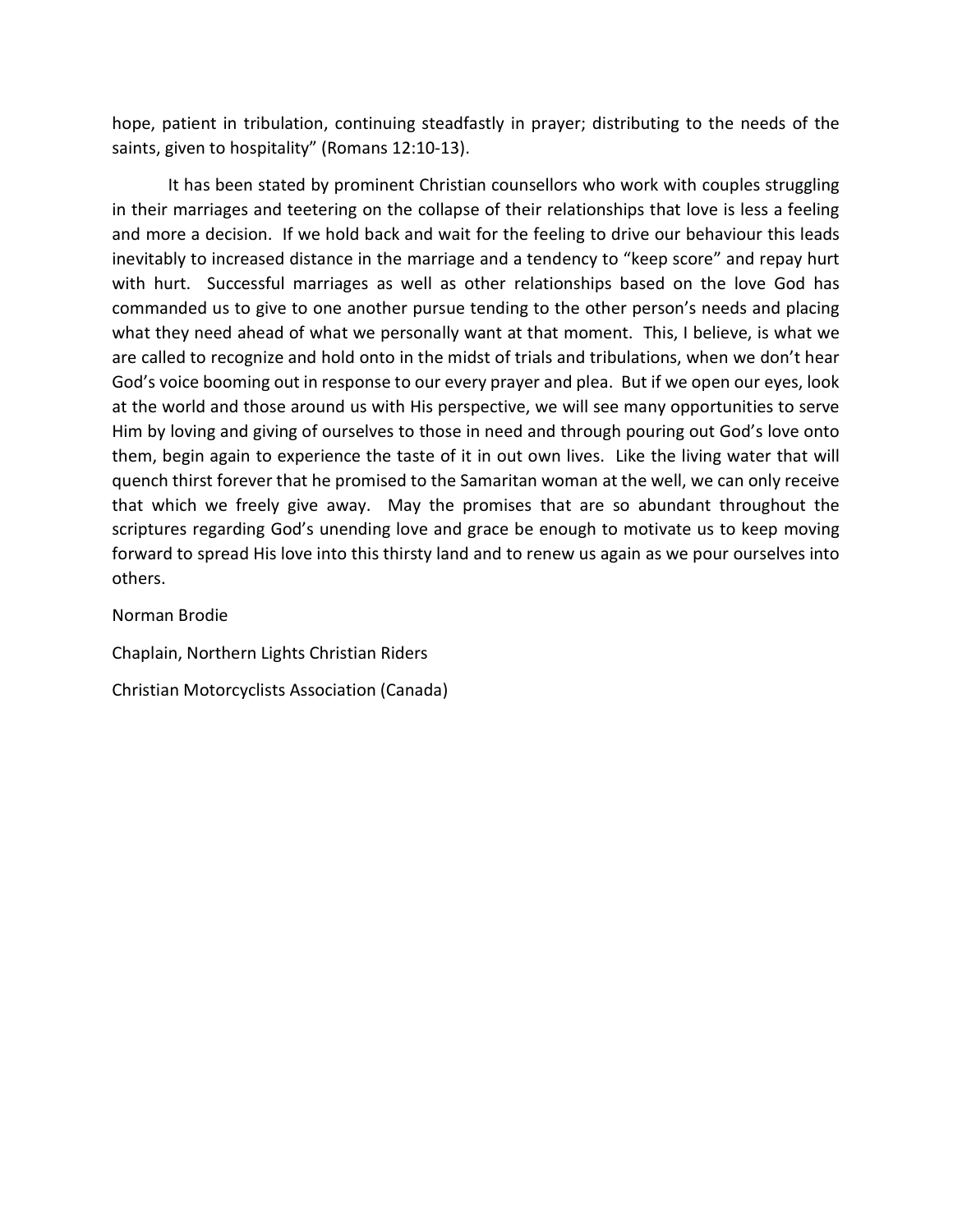hope, patient in tribulation, continuing steadfastly in prayer; distributing to the needs of the saints, given to hospitality" (Romans 12:10-13).

It has been stated by prominent Christian counsellors who work with couples struggling in their marriages and teetering on the collapse of their relationships that love is less a feeling and more a decision. If we hold back and wait for the feeling to drive our behaviour this leads inevitably to increased distance in the marriage and a tendency to "keep score" and repay hurt with hurt. Successful marriages as well as other relationships based on the love God has commanded us to give to one another pursue tending to the other person's needs and placing what they need ahead of what we personally want at that moment. This, I believe, is what we are called to recognize and hold onto in the midst of trials and tribulations, when we don't hear God's voice booming out in response to our every prayer and plea. But if we open our eyes, look at the world and those around us with His perspective, we will see many opportunities to serve Him by loving and giving of ourselves to those in need and through pouring out God's love onto them, begin again to experience the taste of it in out own lives. Like the living water that will quench thirst forever that he promised to the Samaritan woman at the well, we can only receive that which we freely give away. May the promises that are so abundant throughout the scriptures regarding God's unending love and grace be enough to motivate us to keep moving forward to spread His love into this thirsty land and to renew us again as we pour ourselves into others.

Norman Brodie

Chaplain, Northern Lights Christian Riders

Christian Motorcyclists Association (Canada)